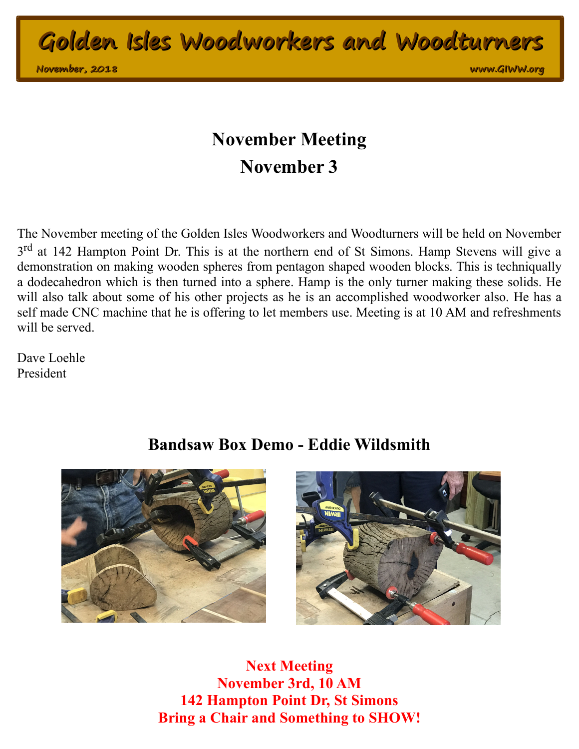# Golden Isles Woodworkers and Woodturners

November, 2018 www.GIWW.org

## November Meeting
## November 3

The November meeting of the Golden Isles Woodworkers and Woodturners will be held on November 3rd at 142 Hampton Point Dr. This is at the northern end of St Simons. Hamp Stevens will give a demonstration on making wooden spheres from pentagon shaped wooden blocks. This is techniqually a dodecahedron which is then turned into a sphere. Hamp is the only turner making these solids. He will also talk about some of his other projects as he is an accomplished woodworker also. He has a self made CNC machine that he is offering to let members use. Meeting is at 10 AM and refreshments will be served.

Dave Loehle
President

## Bandsaw Box Demo - Eddie Wildsmith

**Next Meeting**
**November 3rd, 10 AM**
**142 Hampton Point Dr, St Simons**
**Bring a Chair and Something to SHOW!**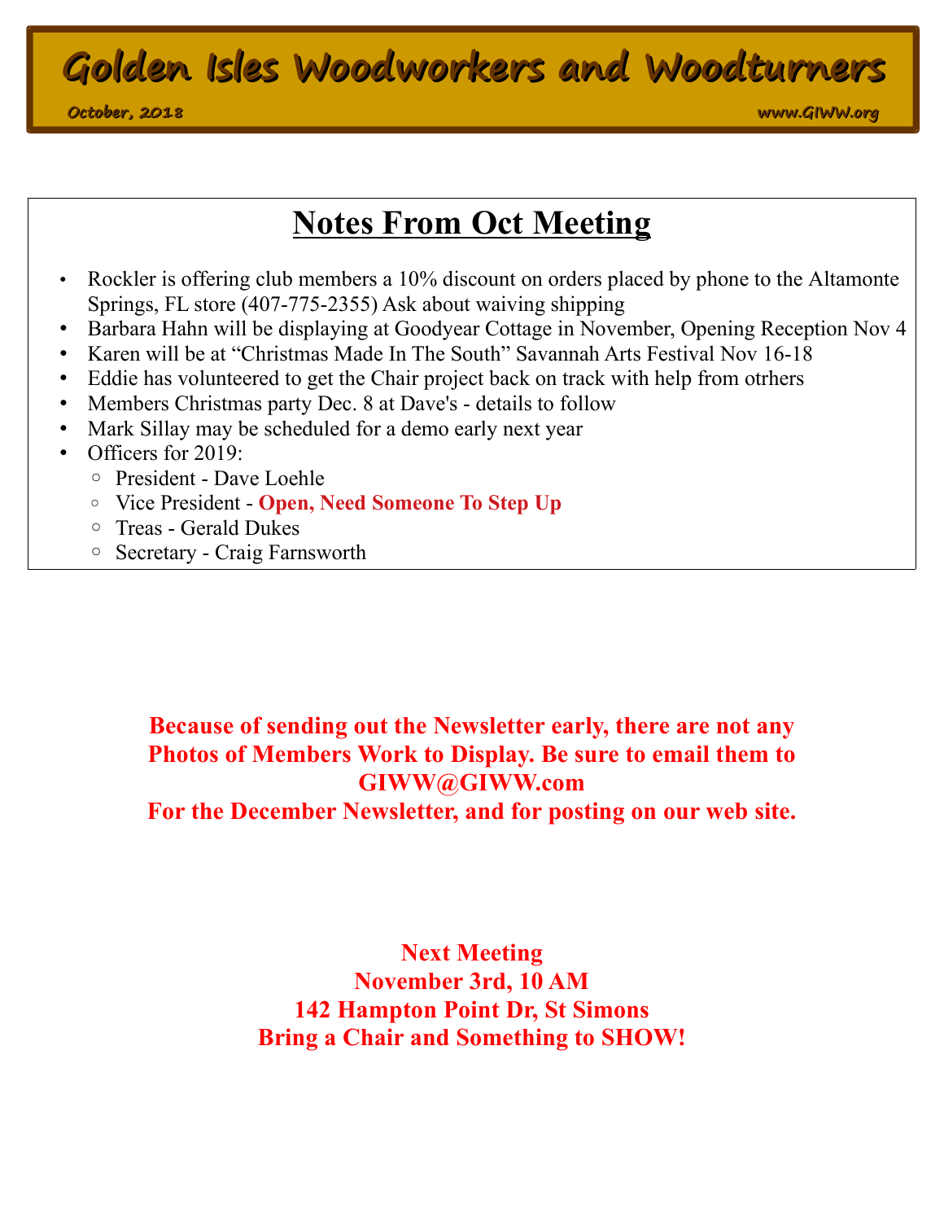# Golden Isles Woodworkers and Woodturners

October, 2018 www.GIWW.org

## Notes From Oct Meeting

- Rockler is offering club members a 10% discount on orders placed by phone to the Altamonte Springs, FL store (407-775-2355) Ask about waiving shipping
- Barbara Hahn will be displaying at Goodyear Cottage in November, Opening Reception Nov 4
- Karen will be at "Christmas Made In The South" Savannah Arts Festival Nov 16-18
- Eddie has volunteered to get the Chair project back on track with help from otrhers
- Members Christmas party Dec. 8 at Dave's - details to follow
- Mark Sillay may be scheduled for a demo early next year
- Officers for 2019:
  - President - Dave Loehle
  - Vice President - **Open, Need Someone To Step Up**
  - Treas - Gerald Dukes
  - Secretary - Craig Farnsworth

**Because of sending out the Newsletter early, there are not any Photos of Members Work to Display. Be sure to email them to GIWW@GIWW.com For the December Newsletter, and for posting on our web site.**

**Next Meeting**
**November 3rd, 10 AM**
**142 Hampton Point Dr, St Simons**
**Bring a Chair and Something to SHOW!**